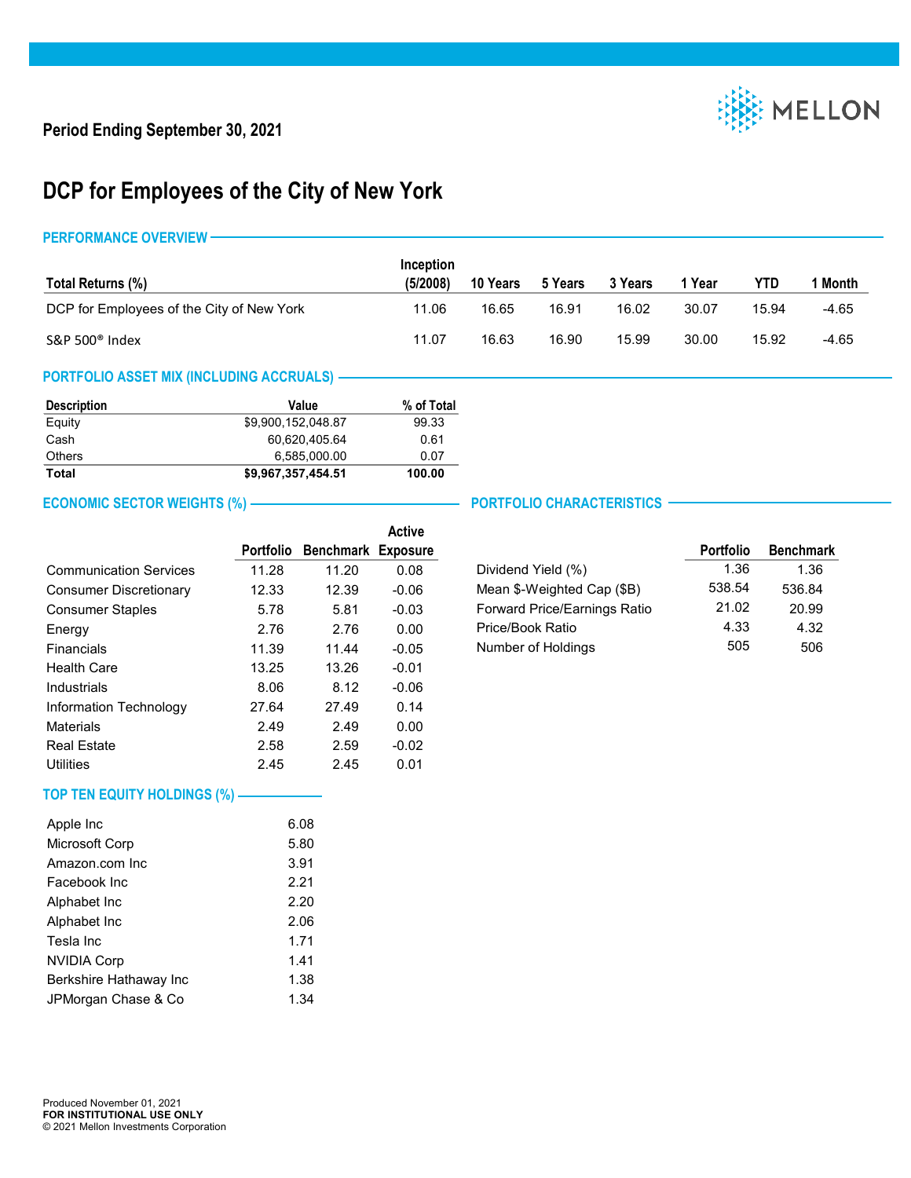**Period Ending September 30, 2021**

MELLON

# DCP for Employees of the City of New York

## PERFORMANCE OVERVIEW

| Total Returns (%) | Inception (5/2008) | 10 Years | 5 Years | 3 Years | 1 Year | YTD | 1 Month |
|---|---|---|---|---|---|---|---|
| DCP for Employees of the City of New York | 11.06 | 16.65 | 16.91 | 16.02 | 30.07 | 15.94 | -4.65 |
| S&P 500® Index | 11.07 | 16.63 | 16.90 | 15.99 | 30.00 | 15.92 | -4.65 |

## PORTFOLIO ASSET MIX (INCLUDING ACCRUALS)

| Description | Value | % of Total |
|---|---|---|
| Equity | $9,900,152,048.87 | 99.33 |
| Cash | 60,620,405.64 | 0.61 |
| Others | 6,585,000.00 | 0.07 |
| **Total** | **$9,967,357,454.51** | **100.00** |

## ECONOMIC SECTOR WEIGHTS (%)

| | Portfolio | Benchmark | Active Exposure |
|---|---|---|---|
| Communication Services | 11.28 | 11.20 | 0.08 |
| Consumer Discretionary | 12.33 | 12.39 | -0.06 |
| Consumer Staples | 5.78 | 5.81 | -0.03 |
| Energy | 2.76 | 2.76 | 0.00 |
| Financials | 11.39 | 11.44 | -0.05 |
| Health Care | 13.25 | 13.26 | -0.01 |
| Industrials | 8.06 | 8.12 | -0.06 |
| Information Technology | 27.64 | 27.49 | 0.14 |
| Materials | 2.49 | 2.49 | 0.00 |
| Real Estate | 2.58 | 2.59 | -0.02 |
| Utilities | 2.45 | 2.45 | 0.01 |

## PORTFOLIO CHARACTERISTICS

| | Portfolio | Benchmark |
|---|---|---|
| Dividend Yield (%) | 1.36 | 1.36 |
| Mean $-Weighted Cap ($B) | 538.54 | 536.84 |
| Forward Price/Earnings Ratio | 21.02 | 20.99 |
| Price/Book Ratio | 4.33 | 4.32 |
| Number of Holdings | 505 | 506 |

## TOP TEN EQUITY HOLDINGS (%)

| | |
|---|---|
| Apple Inc | 6.08 |
| Microsoft Corp | 5.80 |
| Amazon.com Inc | 3.91 |
| Facebook Inc | 2.21 |
| Alphabet Inc | 2.20 |
| Alphabet Inc | 2.06 |
| Tesla Inc | 1.71 |
| NVIDIA Corp | 1.41 |
| Berkshire Hathaway Inc | 1.38 |
| JPMorgan Chase & Co | 1.34 |

Produced November 01, 2021
**FOR INSTITUTIONAL USE ONLY**
© 2021 Mellon Investments Corporation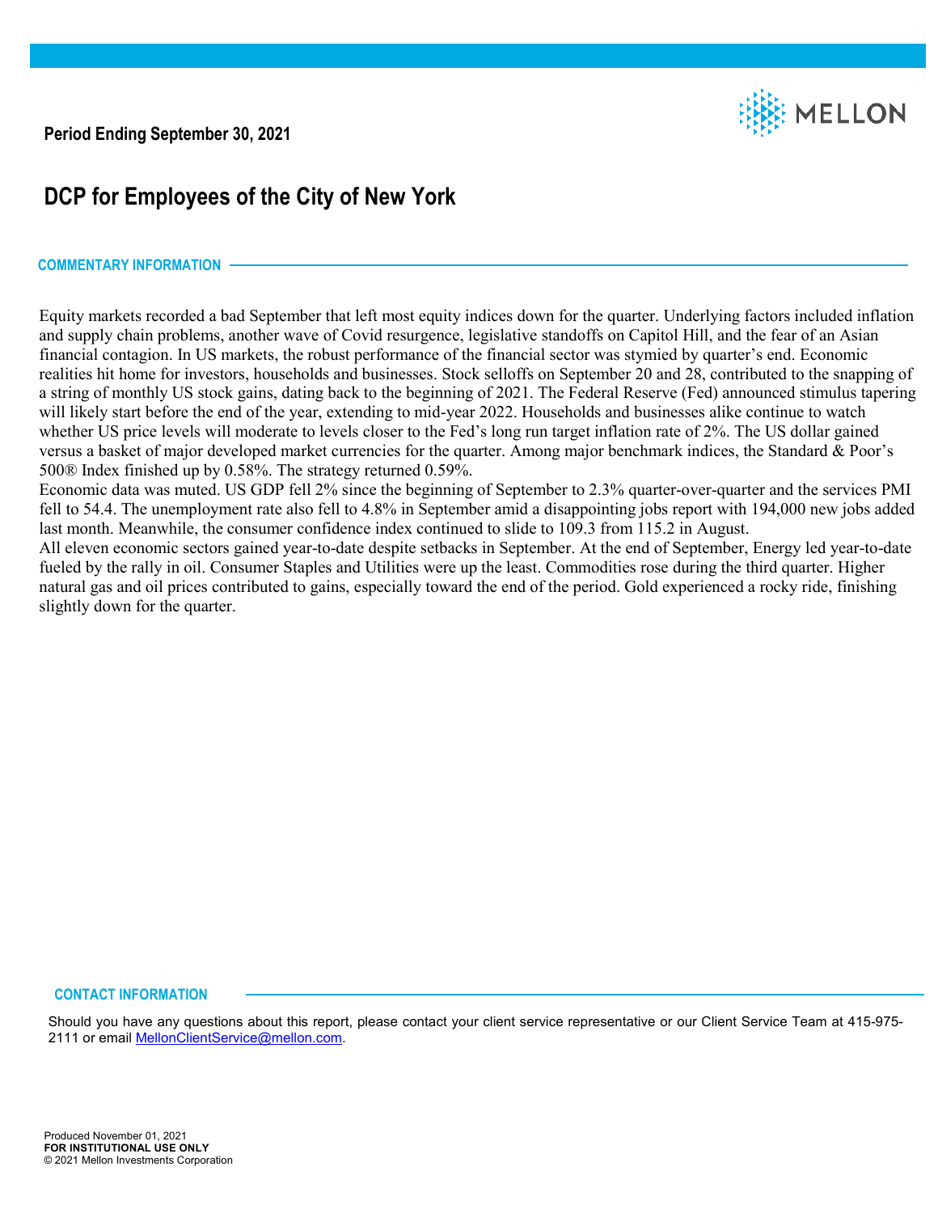Period Ending September 30, 2021

# DCP for Employees of the City of New York

## COMMENTARY INFORMATION

Equity markets recorded a bad September that left most equity indices down for the quarter. Underlying factors included inflation and supply chain problems, another wave of Covid resurgence, legislative standoffs on Capitol Hill, and the fear of an Asian financial contagion. In US markets, the robust performance of the financial sector was stymied by quarter's end. Economic realities hit home for investors, households and businesses. Stock selloffs on September 20 and 28, contributed to the snapping of a string of monthly US stock gains, dating back to the beginning of 2021. The Federal Reserve (Fed) announced stimulus tapering will likely start before the end of the year, extending to mid-year 2022. Households and businesses alike continue to watch whether US price levels will moderate to levels closer to the Fed's long run target inflation rate of 2%. The US dollar gained versus a basket of major developed market currencies for the quarter. Among major benchmark indices, the Standard & Poor's 500® Index finished up by 0.58%. The strategy returned 0.59%.

Economic data was muted. US GDP fell 2% since the beginning of September to 2.3% quarter-over-quarter and the services PMI fell to 54.4. The unemployment rate also fell to 4.8% in September amid a disappointing jobs report with 194,000 new jobs added last month. Meanwhile, the consumer confidence index continued to slide to 109.3 from 115.2 in August.

All eleven economic sectors gained year-to-date despite setbacks in September. At the end of September, Energy led year-to-date fueled by the rally in oil. Consumer Staples and Utilities were up the least. Commodities rose during the third quarter. Higher natural gas and oil prices contributed to gains, especially toward the end of the period. Gold experienced a rocky ride, finishing slightly down for the quarter.

## CONTACT INFORMATION

Should you have any questions about this report, please contact your client service representative or our Client Service Team at 415-975-2111 or email MellonClientService@mellon.com.

Produced November 01, 2021
**FOR INSTITUTIONAL USE ONLY**
© 2021 Mellon Investments Corporation